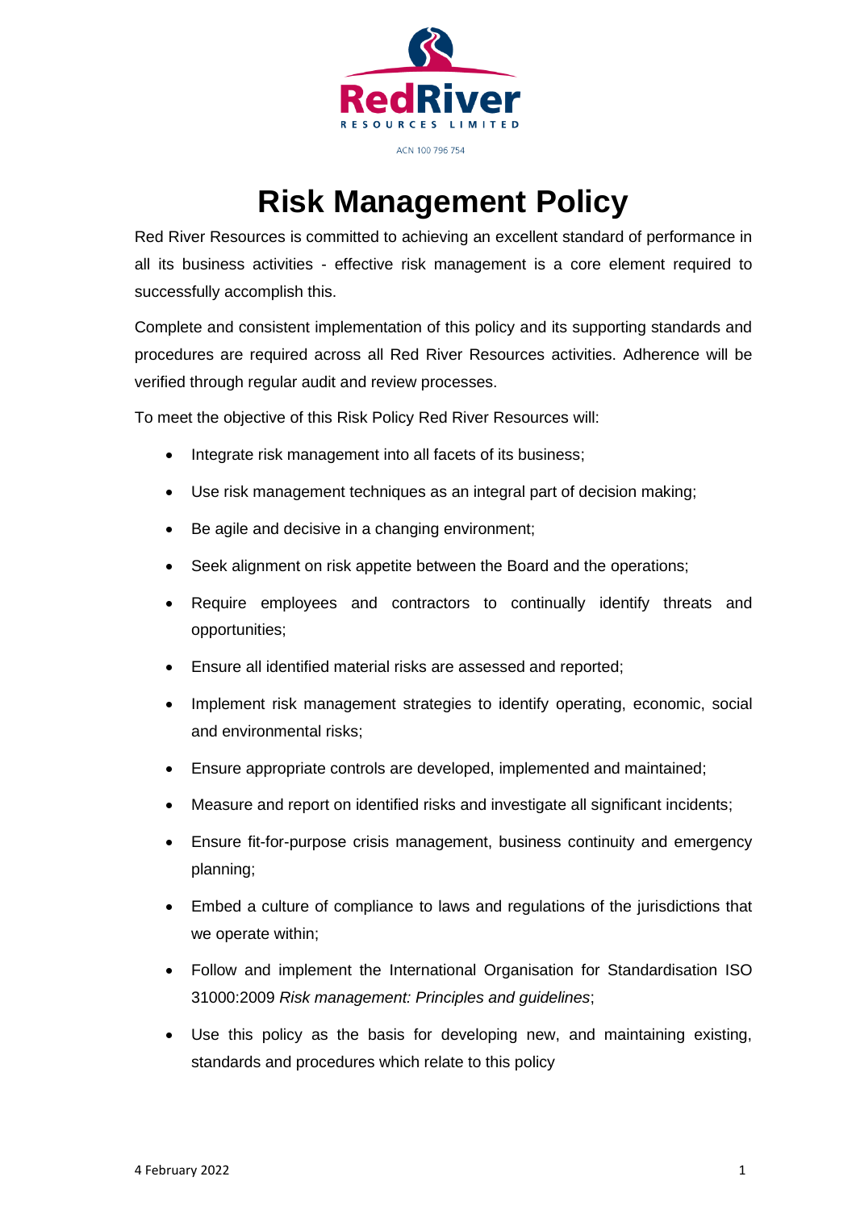RedRiver

RESOURCES LIMITED

ACN 100 796 754

# Risk Management Policy

Red River Resources is committed to achieving an excellent standard of performance in all its business activities - effective risk management is a core element required to successfully accomplish this.

Complete and consistent implementation of this policy and its supporting standards and procedures are required across all Red River Resources activities. Adherence will be verified through regular audit and review processes.

To meet the objective of this Risk Policy Red River Resources will:

- Integrate risk management into all facets of its business;
- Use risk management techniques as an integral part of decision making;
- Be agile and decisive in a changing environment;
- Seek alignment on risk appetite between the Board and the operations;
- Require employees and contractors to continually identify threats and opportunities;
- Ensure all identified material risks are assessed and reported;
- Implement risk management strategies to identify operating, economic, social and environmental risks;
- Ensure appropriate controls are developed, implemented and maintained;
- Measure and report on identified risks and investigate all significant incidents;
- Ensure fit-for-purpose crisis management, business continuity and emergency planning;
- Embed a culture of compliance to laws and regulations of the jurisdictions that we operate within;
- Follow and implement the International Organisation for Standardisation ISO 31000:2009 *Risk management: Principles and guidelines*;
- Use this policy as the basis for developing new, and maintaining existing, standards and procedures which relate to this policy

4 February 2022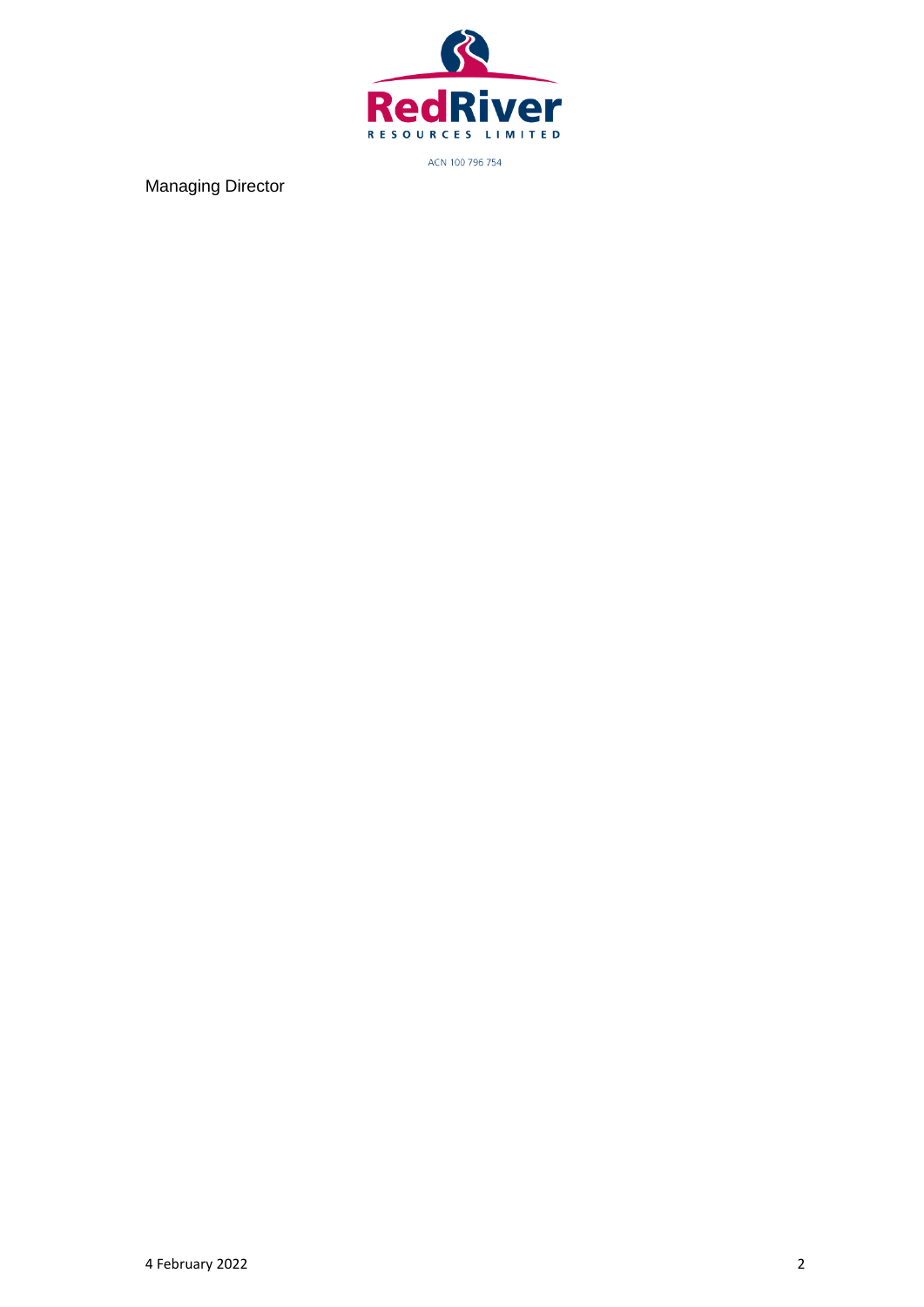RedRiver
RESOURCES LIMITED

ACN 100 796 754

Managing Director